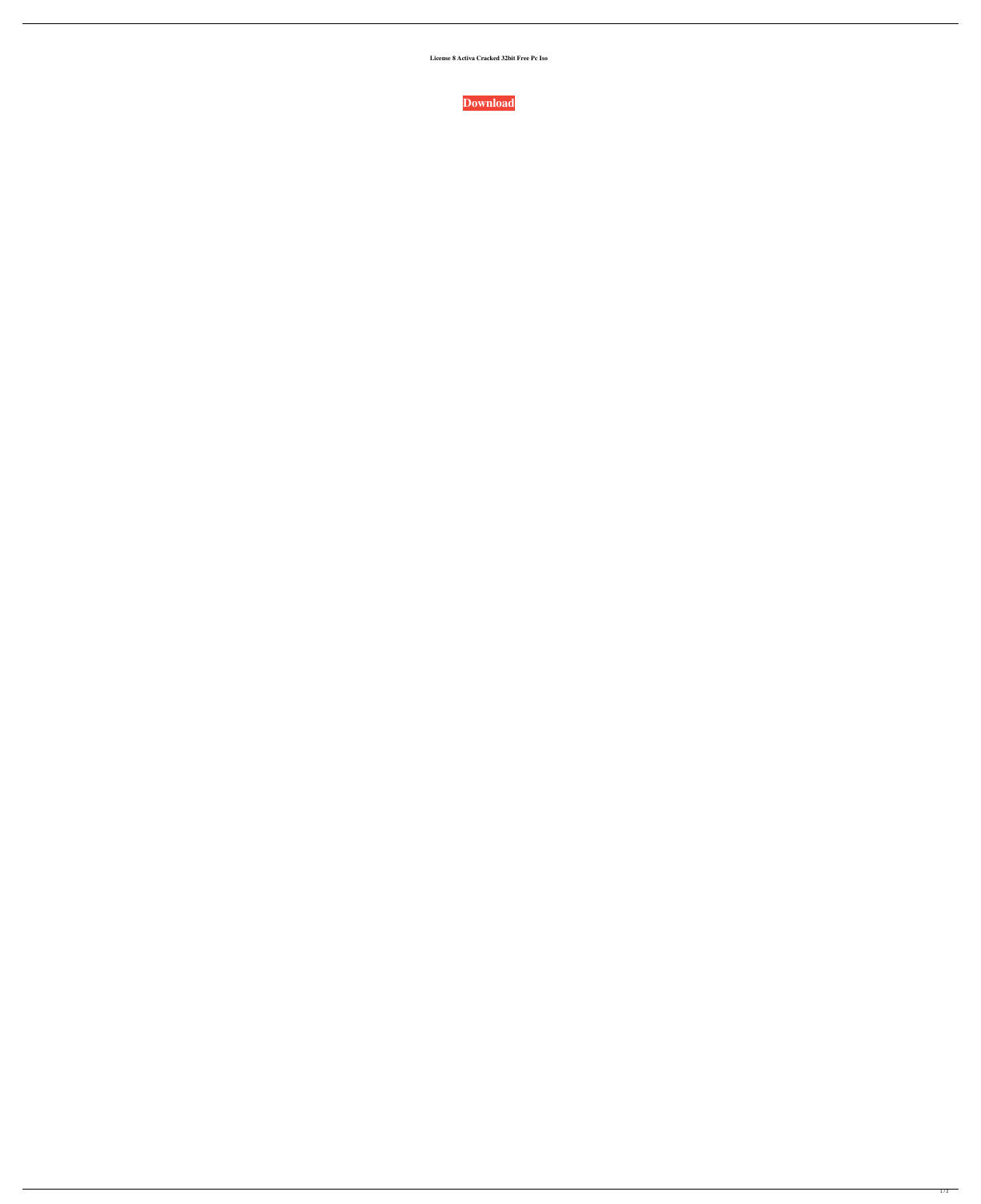**License 8 Activa Cracked 32bit Free Pc Iso**

**Download**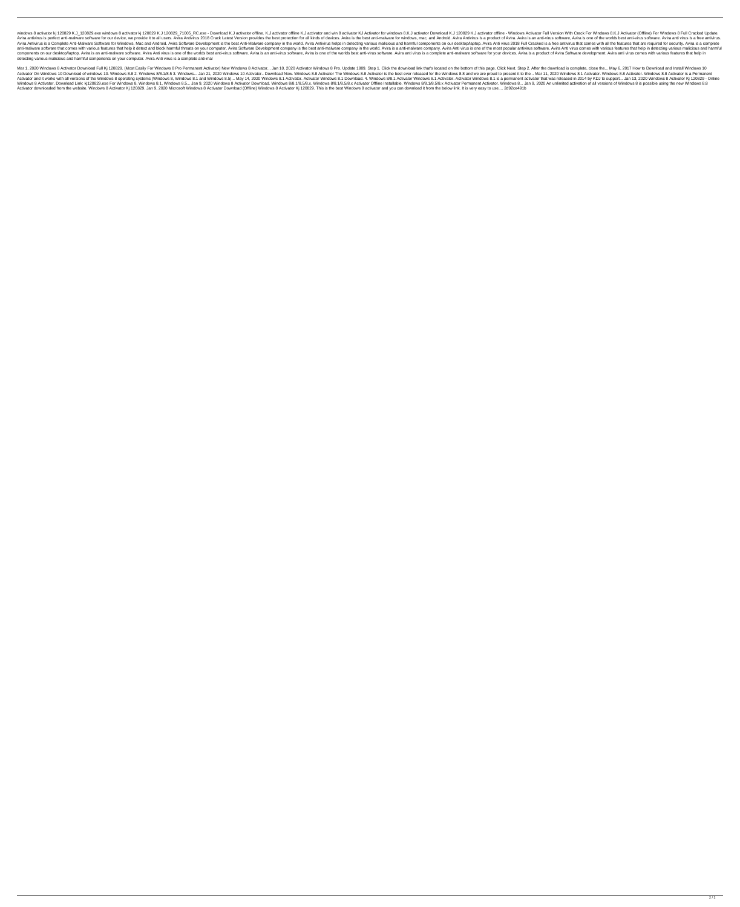windows 8 activator kj 120829 K.J_120829.exe windows 8 activator kj 120829 K.J 120829_71005_RC.exe - Download K.J activator offline. K.J activator offline K.J activator and win 8 activator KJ Activator for windows 8.K.J activator Download K.J 120829 K.J activator offline - Windows Activator Full Version With Crack For Windows 8.K.J Activator (Offline) For Windows 8 Full Cracked Update. Avira antivirus is perfect anti-malware software for our device, we provide it to all users. Avira Antivirus 2018 Crack Latest Version provides the best protection for all kinds of devices. Avira is the best anti-malware for windows, mac, and Android. Avira Antivirus is a product of Avira. Avira is an anti-virus software, Avira is one of the worlds best anti-virus software. Avira anti virus is a free antivirus. Avira Antivirus is a Complete Anti-Malware Software for Windows, Mac and Android. Avira Software Development is the best Anti-Malware company in the world. Avira Antivirus helps in detecting various malicious and harmful components on our desktop/laptop. Avira Anti virus 2018 Full Cracked is a free antivirus that comes with all the features that are required for security. Avira is a complete anti-malware software that comes with various features that help it detect and block harmful threats on your computer. Avira Software Development company is the best anti-malware company in the world. Avira is a anti-malware company. Avira Anti virus is one of the most popular antivirus software. Avira Anti virus comes with various features that help in detecting various malicious and harmful components on our desktop/laptop. Avira is an anti-malware software. Avira Anti virus is one of the worlds best anti-virus software. Avira is an anti-virus software, Avira is one of the worlds best anti-virus software. Avira anti virus is a complete anti-malware software for your devices. Avira is a product of Avira Software development. Avira anti virus comes with various features that help in detecting various malicious and harmful components on your computer. Avira Anti virus is a complete anti-mal

Mar 1, 2020 Windows 8 Activator Download Full Kj 120829. (Most Easily For Windows 8 Pro Permanent Activator) New Windows 8 Activator... Jan 10, 2020 Activator Windows 8 Pro. Update 1809. Step 1. Click the download link that's located on the bottom of this page. Click Next. Step 2. After the download is complete, close the... May 6, 2017 How to Download and Install Windows 10 Activator On Windows 10 Download of windows 10. Windows 8.8 2. Windows 8/8.1/8.5 3. Windows... Jan 21, 2020 Windows 10 Activator.. Download Now: Windows 8.8 Activator The Windows 8.8 Activator is the best ever released for the Windows 8.8 and we are proud to present it to the... Mar 11, 2020 Windows 8.1 Activator. Windows 8.8 Activator. Windows 8.8 Activator is a Permanent Activator and it works with all versions of the Windows 8 operating systems (Windows 8, Windows 8.1 and Windows 8.5)... May 14, 2020 Windows 8.1 Activator. Activator Windows 8.1 Download. 4. Windows 8/8.1 Activator Windows 8.1 Activator. Activator Windows 8.1 is a permanent activator that was released in 2014 by KDJ to support... Jan 13, 2020 Windows 8 Activator Kj 120829 - Online Windows 8 Activator, Download Link: kj120829.exe For Windows 8, Windows 8.1, Windows 8.5... Jan 9, 2020 Windows 8 Activator Download. Windows 8/8.1/8.5/8.x. Windows 8/8.1/8.5/8.x Activator Offline Installable. Windows 8/8.1/8.5/8.x Activator Permanent Activator. Windows 8... Jan 9, 2020 An unlimited activation of all versions of Windows 8 is possible using the new Windows 8.8 Activator downloaded from the website. Windows 8 Activator Kj 120829. Jan 9, 2020 Microsoft Windows 8 Activator Download (Offline) Windows 8 Activator Kj 120829. This is the best Windows 8 activator and you can download it from the below link. It is very easy to use.... 2d92ce491b